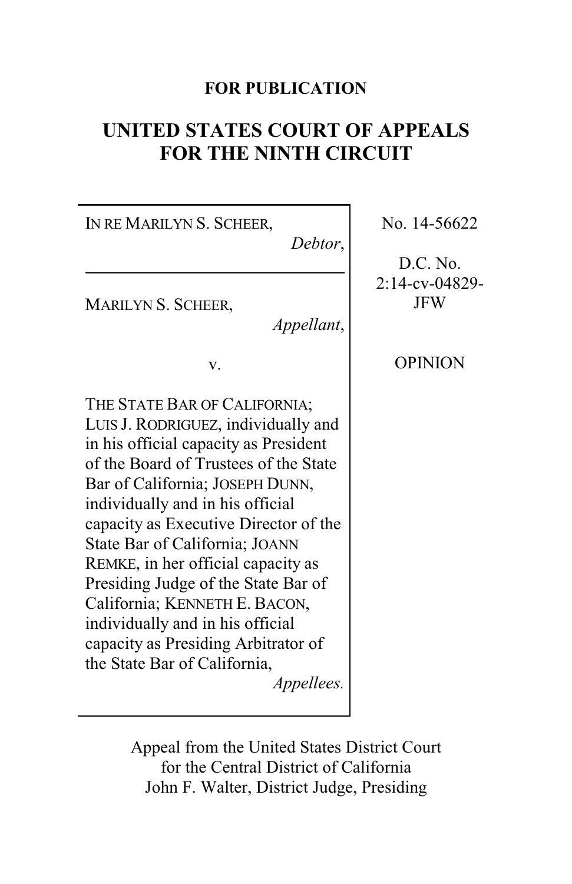**FOR PUBLICATION**

# UNITED STATES COURT OF APPEALS FOR THE NINTH CIRCUIT

IN RE MARILYN S. SCHEER,
*Debtor*,

---

MARILYN S. SCHEER,
*Appellant*,

v.

THE STATE BAR OF CALIFORNIA; LUIS J. RODRIGUEZ, individually and in his official capacity as President of the Board of Trustees of the State Bar of California; JOSEPH DUNN, individually and in his official capacity as Executive Director of the State Bar of California; JOANN REMKE, in her official capacity as Presiding Judge of the State Bar of California; KENNETH E. BACON, individually and in his official capacity as Presiding Arbitrator of the State Bar of California,
*Appellees.*

No. 14-56622

D.C. No. 2:14-cv-04829-JFW

OPINION

Appeal from the United States District Court for the Central District of California
John F. Walter, District Judge, Presiding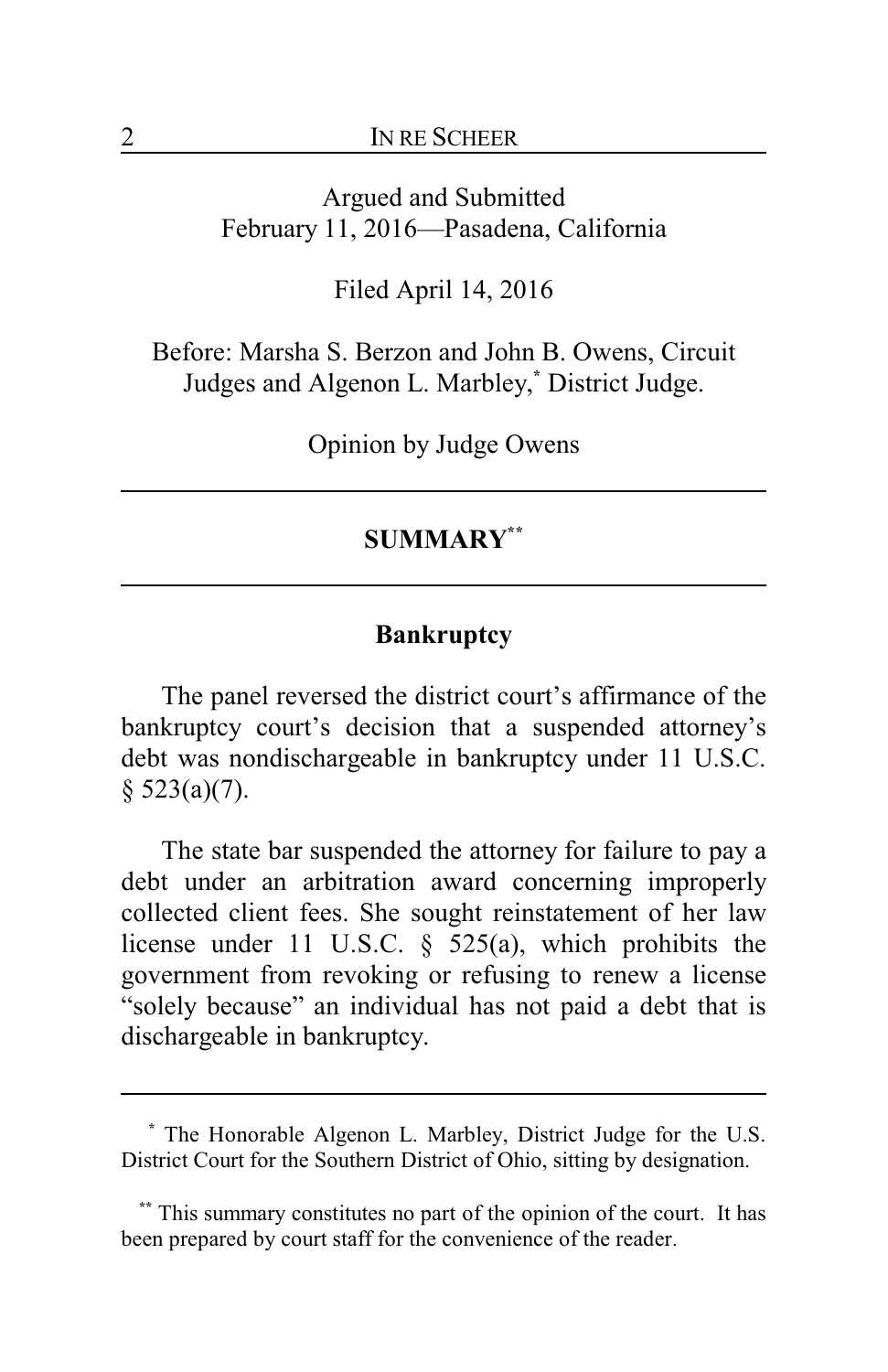Argued and Submitted
February 11, 2016—Pasadena, California

Filed April 14, 2016

Before: Marsha S. Berzon and John B. Owens, Circuit Judges and Algenon L. Marbley,[*] District Judge.

Opinion by Judge Owens

---

## SUMMARY[**]

---

### Bankruptcy

The panel reversed the district court's affirmance of the bankruptcy court's decision that a suspended attorney's debt was nondischargeable in bankruptcy under 11 U.S.C. § 523(a)(7).

The state bar suspended the attorney for failure to pay a debt under an arbitration award concerning improperly collected client fees. She sought reinstatement of her law license under 11 U.S.C. § 525(a), which prohibits the government from revoking or refusing to renew a license "solely because" an individual has not paid a debt that is dischargeable in bankruptcy.

---

[*] The Honorable Algenon L. Marbley, District Judge for the U.S. District Court for the Southern District of Ohio, sitting by designation.

[**] This summary constitutes no part of the opinion of the court. It has been prepared by court staff for the convenience of the reader.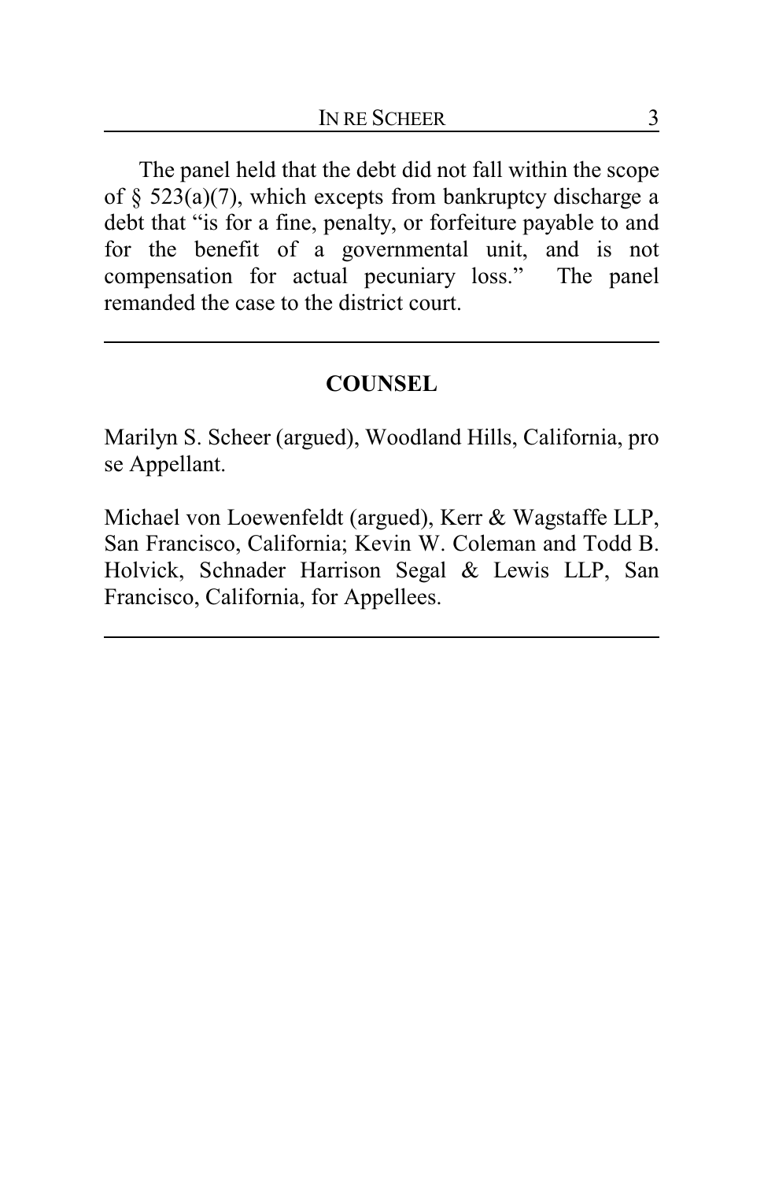The panel held that the debt did not fall within the scope of § 523(a)(7), which excepts from bankruptcy discharge a debt that "is for a fine, penalty, or forfeiture payable to and for the benefit of a governmental unit, and is not compensation for actual pecuniary loss." The panel remanded the case to the district court.

---

## COUNSEL

Marilyn S. Scheer (argued), Woodland Hills, California, pro se Appellant.

Michael von Loewenfeldt (argued), Kerr & Wagstaffe LLP, San Francisco, California; Kevin W. Coleman and Todd B. Holvick, Schnader Harrison Segal & Lewis LLP, San Francisco, California, for Appellees.

---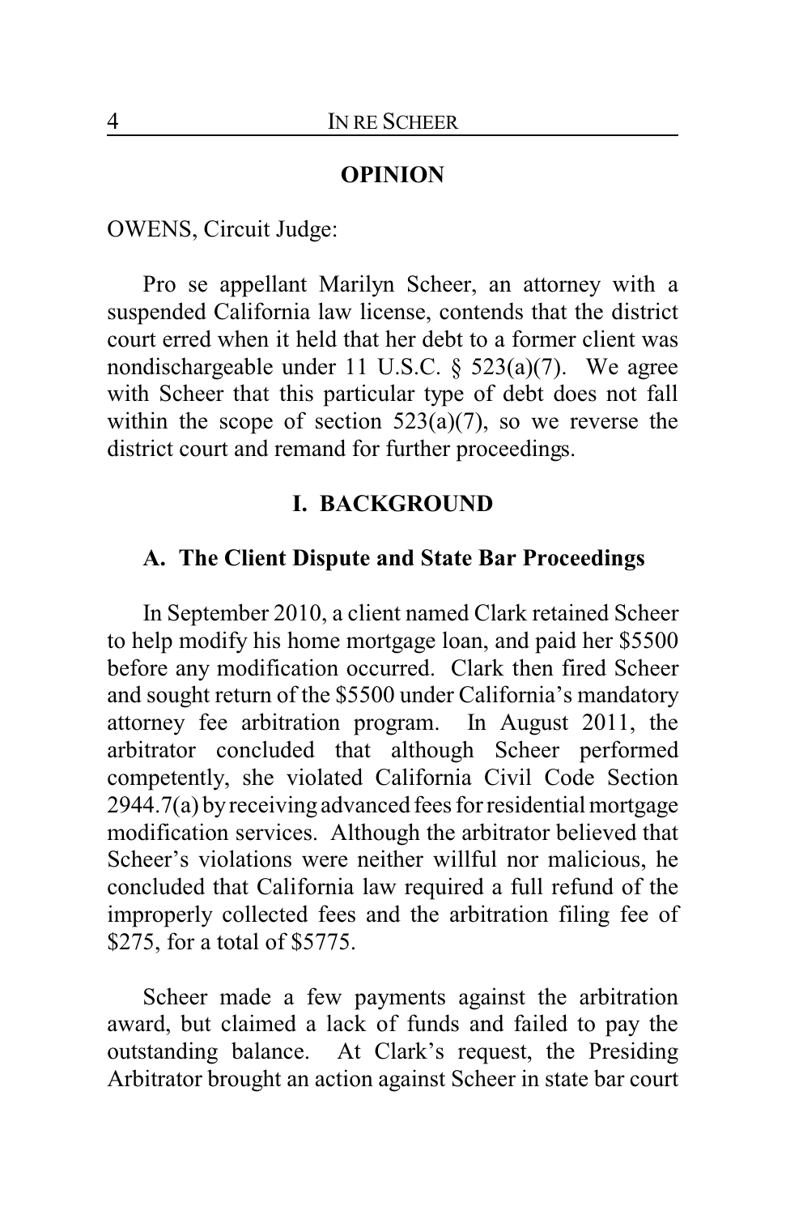## OPINION

OWENS, Circuit Judge:

Pro se appellant Marilyn Scheer, an attorney with a suspended California law license, contends that the district court erred when it held that her debt to a former client was nondischargeable under 11 U.S.C. § 523(a)(7). We agree with Scheer that this particular type of debt does not fall within the scope of section 523(a)(7), so we reverse the district court and remand for further proceedings.

## I. BACKGROUND

### A. The Client Dispute and State Bar Proceedings

In September 2010, a client named Clark retained Scheer to help modify his home mortgage loan, and paid her $5500 before any modification occurred. Clark then fired Scheer and sought return of the $5500 under California's mandatory attorney fee arbitration program. In August 2011, the arbitrator concluded that although Scheer performed competently, she violated California Civil Code Section 2944.7(a) by receiving advanced fees for residential mortgage modification services. Although the arbitrator believed that Scheer's violations were neither willful nor malicious, he concluded that California law required a full refund of the improperly collected fees and the arbitration filing fee of $275, for a total of $5775.

Scheer made a few payments against the arbitration award, but claimed a lack of funds and failed to pay the outstanding balance. At Clark's request, the Presiding Arbitrator brought an action against Scheer in state bar court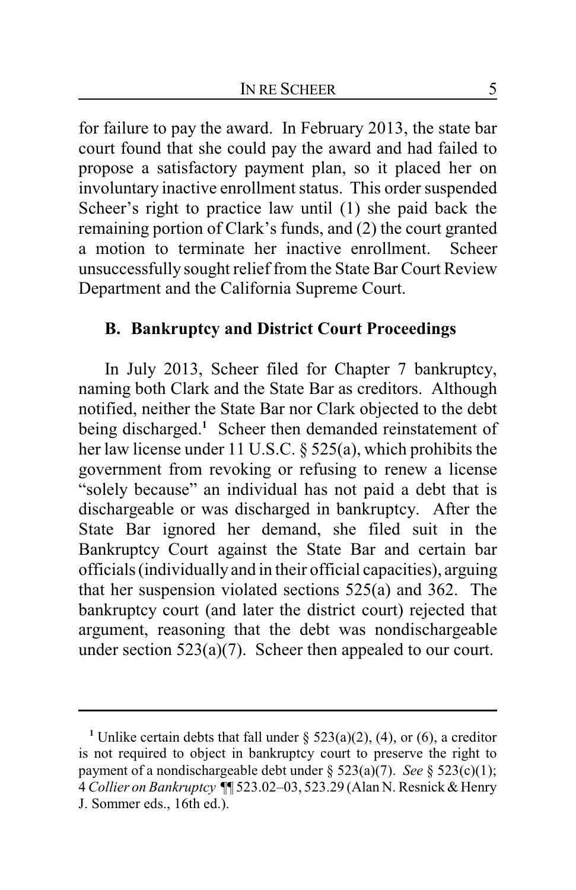for failure to pay the award. In February 2013, the state bar court found that she could pay the award and had failed to propose a satisfactory payment plan, so it placed her on involuntary inactive enrollment status. This order suspended Scheer's right to practice law until (1) she paid back the remaining portion of Clark's funds, and (2) the court granted a motion to terminate her inactive enrollment. Scheer unsuccessfully sought relief from the State Bar Court Review Department and the California Supreme Court.

### B. Bankruptcy and District Court Proceedings

In July 2013, Scheer filed for Chapter 7 bankruptcy, naming both Clark and the State Bar as creditors. Although notified, neither the State Bar nor Clark objected to the debt being discharged.[1] Scheer then demanded reinstatement of her law license under 11 U.S.C. § 525(a), which prohibits the government from revoking or refusing to renew a license "solely because" an individual has not paid a debt that is dischargeable or was discharged in bankruptcy. After the State Bar ignored her demand, she filed suit in the Bankruptcy Court against the State Bar and certain bar officials (individually and in their official capacities), arguing that her suspension violated sections 525(a) and 362. The bankruptcy court (and later the district court) rejected that argument, reasoning that the debt was nondischargeable under section 523(a)(7). Scheer then appealed to our court.

---

[1] Unlike certain debts that fall under § 523(a)(2), (4), or (6), a creditor is not required to object in bankruptcy court to preserve the right to payment of a nondischargeable debt under § 523(a)(7). *See* § 523(c)(1); 4 *Collier on Bankruptcy* ¶¶ 523.02–03, 523.29 (Alan N. Resnick & Henry J. Sommer eds., 16th ed.).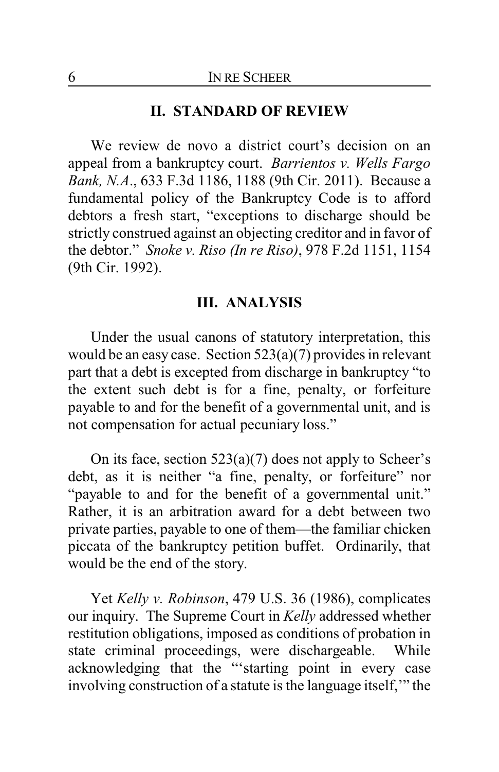## II. STANDARD OF REVIEW

We review de novo a district court's decision on an appeal from a bankruptcy court. *Barrientos v. Wells Fargo Bank, N.A.*, 633 F.3d 1186, 1188 (9th Cir. 2011). Because a fundamental policy of the Bankruptcy Code is to afford debtors a fresh start, "exceptions to discharge should be strictly construed against an objecting creditor and in favor of the debtor." *Snoke v. Riso (In re Riso)*, 978 F.2d 1151, 1154 (9th Cir. 1992).

## III. ANALYSIS

Under the usual canons of statutory interpretation, this would be an easy case. Section 523(a)(7) provides in relevant part that a debt is excepted from discharge in bankruptcy "to the extent such debt is for a fine, penalty, or forfeiture payable to and for the benefit of a governmental unit, and is not compensation for actual pecuniary loss."

On its face, section 523(a)(7) does not apply to Scheer's debt, as it is neither "a fine, penalty, or forfeiture" nor "payable to and for the benefit of a governmental unit." Rather, it is an arbitration award for a debt between two private parties, payable to one of them—the familiar chicken piccata of the bankruptcy petition buffet. Ordinarily, that would be the end of the story.

Yet *Kelly v. Robinson*, 479 U.S. 36 (1986), complicates our inquiry. The Supreme Court in *Kelly* addressed whether restitution obligations, imposed as conditions of probation in state criminal proceedings, were dischargeable. While acknowledging that the "'starting point in every case involving construction of a statute is the language itself,'" the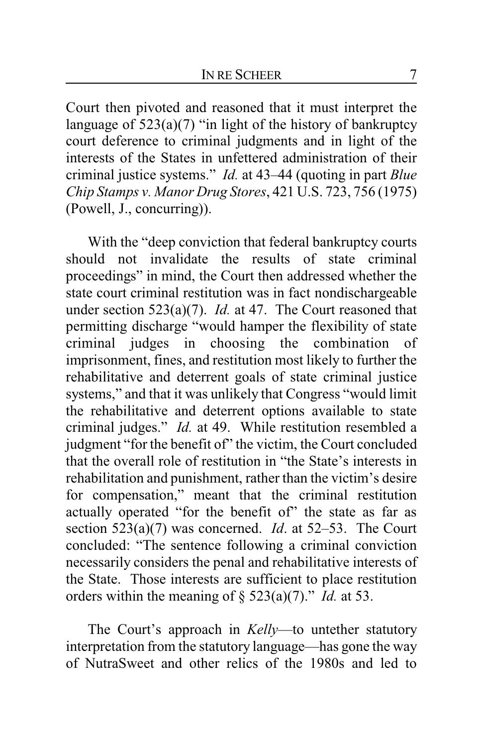Court then pivoted and reasoned that it must interpret the language of 523(a)(7) "in light of the history of bankruptcy court deference to criminal judgments and in light of the interests of the States in unfettered administration of their criminal justice systems." *Id.* at 43–44 (quoting in part *Blue Chip Stamps v. Manor Drug Stores*, 421 U.S. 723, 756 (1975) (Powell, J., concurring)).

With the "deep conviction that federal bankruptcy courts should not invalidate the results of state criminal proceedings" in mind, the Court then addressed whether the state court criminal restitution was in fact nondischargeable under section 523(a)(7). *Id.* at 47. The Court reasoned that permitting discharge "would hamper the flexibility of state criminal judges in choosing the combination of imprisonment, fines, and restitution most likely to further the rehabilitative and deterrent goals of state criminal justice systems," and that it was unlikely that Congress "would limit the rehabilitative and deterrent options available to state criminal judges." *Id.* at 49. While restitution resembled a judgment "for the benefit of" the victim, the Court concluded that the overall role of restitution in "the State's interests in rehabilitation and punishment, rather than the victim's desire for compensation," meant that the criminal restitution actually operated "for the benefit of" the state as far as section 523(a)(7) was concerned. *Id*. at 52–53. The Court concluded: "The sentence following a criminal conviction necessarily considers the penal and rehabilitative interests of the State. Those interests are sufficient to place restitution orders within the meaning of § 523(a)(7)." *Id.* at 53.

The Court's approach in *Kelly*—to untether statutory interpretation from the statutory language—has gone the way of NutraSweet and other relics of the 1980s and led to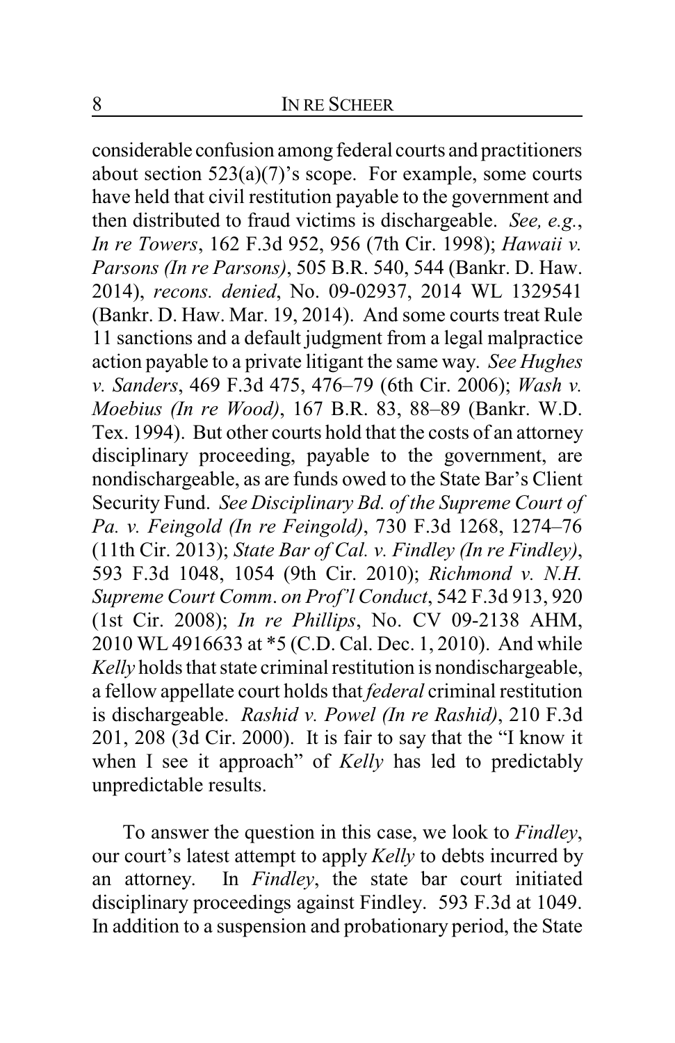considerable confusion among federal courts and practitioners about section 523(a)(7)'s scope. For example, some courts have held that civil restitution payable to the government and then distributed to fraud victims is dischargeable. *See, e.g.*, *In re Towers*, 162 F.3d 952, 956 (7th Cir. 1998); *Hawaii v. Parsons (In re Parsons)*, 505 B.R. 540, 544 (Bankr. D. Haw. 2014), *recons. denied*, No. 09-02937, 2014 WL 1329541 (Bankr. D. Haw. Mar. 19, 2014). And some courts treat Rule 11 sanctions and a default judgment from a legal malpractice action payable to a private litigant the same way. *See Hughes v. Sanders*, 469 F.3d 475, 476–79 (6th Cir. 2006); *Wash v. Moebius (In re Wood)*, 167 B.R. 83, 88–89 (Bankr. W.D. Tex. 1994). But other courts hold that the costs of an attorney disciplinary proceeding, payable to the government, are nondischargeable, as are funds owed to the State Bar's Client Security Fund. *See Disciplinary Bd. of the Supreme Court of Pa. v. Feingold (In re Feingold)*, 730 F.3d 1268, 1274–76 (11th Cir. 2013); *State Bar of Cal. v. Findley (In re Findley)*, 593 F.3d 1048, 1054 (9th Cir. 2010); *Richmond v. N.H. Supreme Court Comm. on Prof'l Conduct*, 542 F.3d 913, 920 (1st Cir. 2008); *In re Phillips*, No. CV 09-2138 AHM, 2010 WL 4916633 at *5 (C.D. Cal. Dec. 1, 2010). And while *Kelly* holds that state criminal restitution is nondischargeable, a fellow appellate court holds that *federal* criminal restitution is dischargeable. *Rashid v. Powel (In re Rashid)*, 210 F.3d 201, 208 (3d Cir. 2000). It is fair to say that the "I know it when I see it approach" of *Kelly* has led to predictably unpredictable results.

To answer the question in this case, we look to *Findley*, our court's latest attempt to apply *Kelly* to debts incurred by an attorney. In *Findley*, the state bar court initiated disciplinary proceedings against Findley. 593 F.3d at 1049. In addition to a suspension and probationary period, the State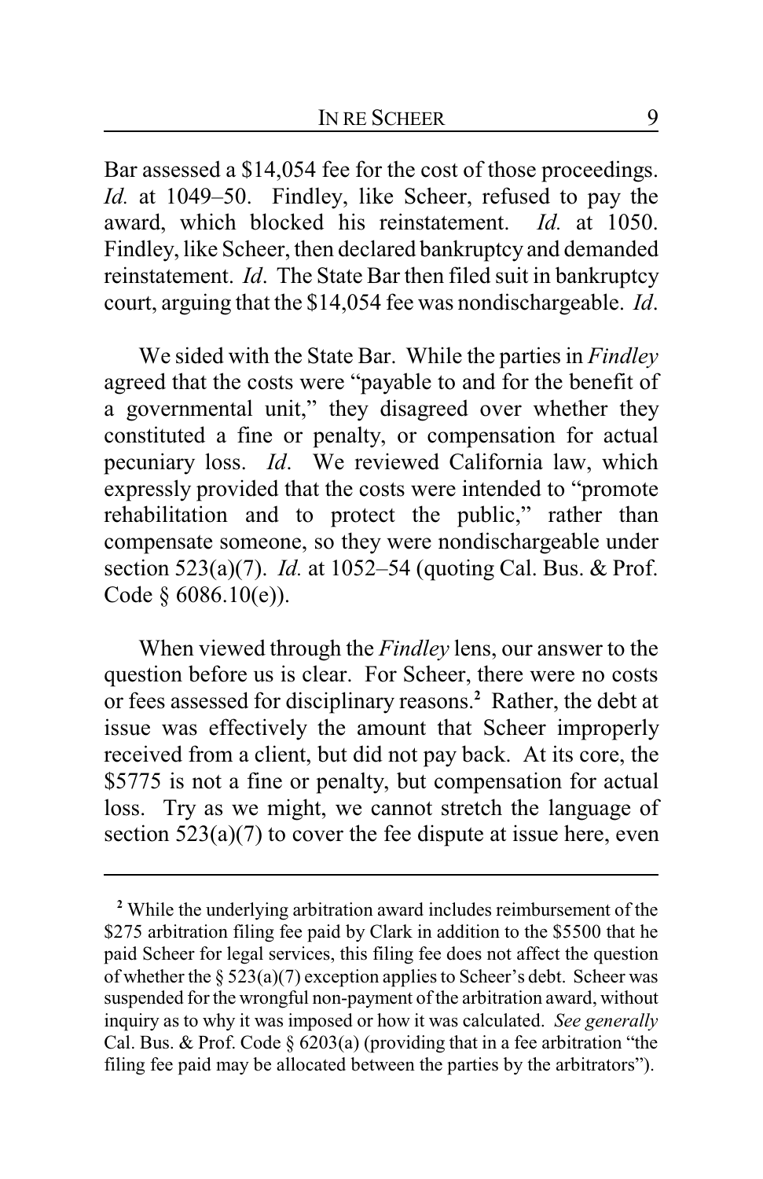Bar assessed a $14,054 fee for the cost of those proceedings. *Id.* at 1049–50. Findley, like Scheer, refused to pay the award, which blocked his reinstatement. *Id.* at 1050. Findley, like Scheer, then declared bankruptcy and demanded reinstatement. *Id*. The State Bar then filed suit in bankruptcy court, arguing that the $14,054 fee was nondischargeable. *Id*.

We sided with the State Bar. While the parties in *Findley* agreed that the costs were "payable to and for the benefit of a governmental unit," they disagreed over whether they constituted a fine or penalty, or compensation for actual pecuniary loss. *Id*. We reviewed California law, which expressly provided that the costs were intended to "promote rehabilitation and to protect the public," rather than compensate someone, so they were nondischargeable under section 523(a)(7). *Id.* at 1052–54 (quoting Cal. Bus. & Prof. Code § 6086.10(e)).

When viewed through the *Findley* lens, our answer to the question before us is clear. For Scheer, there were no costs or fees assessed for disciplinary reasons.[2] Rather, the debt at issue was effectively the amount that Scheer improperly received from a client, but did not pay back. At its core, the $5775 is not a fine or penalty, but compensation for actual loss. Try as we might, we cannot stretch the language of section 523(a)(7) to cover the fee dispute at issue here, even

---

[2] While the underlying arbitration award includes reimbursement of the $275 arbitration filing fee paid by Clark in addition to the $5500 that he paid Scheer for legal services, this filing fee does not affect the question of whether the § 523(a)(7) exception applies to Scheer's debt. Scheer was suspended for the wrongful non-payment of the arbitration award, without inquiry as to why it was imposed or how it was calculated. *See generally* Cal. Bus. & Prof. Code § 6203(a) (providing that in a fee arbitration "the filing fee paid may be allocated between the parties by the arbitrators").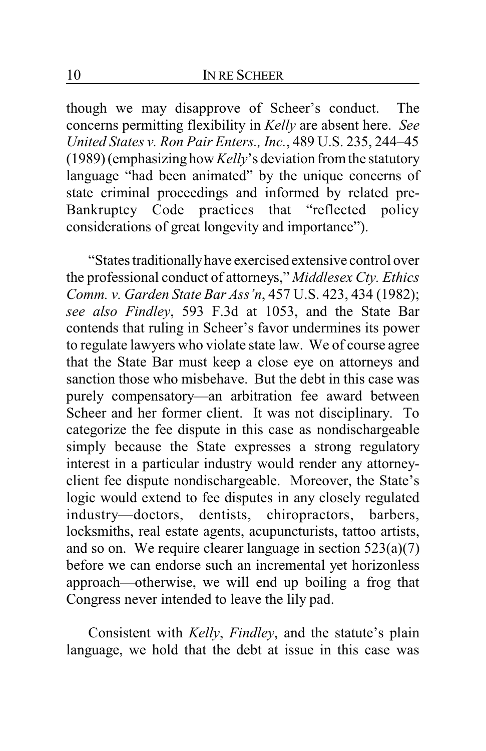though we may disapprove of Scheer's conduct. The concerns permitting flexibility in *Kelly* are absent here. *See United States v. Ron Pair Enters., Inc.*, 489 U.S. 235, 244–45 (1989) (emphasizing how *Kelly*'s deviation from the statutory language "had been animated" by the unique concerns of state criminal proceedings and informed by related pre-Bankruptcy Code practices that "reflected policy considerations of great longevity and importance").

"States traditionally have exercised extensive control over the professional conduct of attorneys," *Middlesex Cty. Ethics Comm. v. Garden State Bar Ass'n*, 457 U.S. 423, 434 (1982); *see also Findley*, 593 F.3d at 1053, and the State Bar contends that ruling in Scheer's favor undermines its power to regulate lawyers who violate state law. We of course agree that the State Bar must keep a close eye on attorneys and sanction those who misbehave. But the debt in this case was purely compensatory—an arbitration fee award between Scheer and her former client. It was not disciplinary. To categorize the fee dispute in this case as nondischargeable simply because the State expresses a strong regulatory interest in a particular industry would render any attorney-client fee dispute nondischargeable. Moreover, the State's logic would extend to fee disputes in any closely regulated industry—doctors, dentists, chiropractors, barbers, locksmiths, real estate agents, acupuncturists, tattoo artists, and so on. We require clearer language in section 523(a)(7) before we can endorse such an incremental yet horizonless approach—otherwise, we will end up boiling a frog that Congress never intended to leave the lily pad.

Consistent with *Kelly*, *Findley*, and the statute's plain language, we hold that the debt at issue in this case was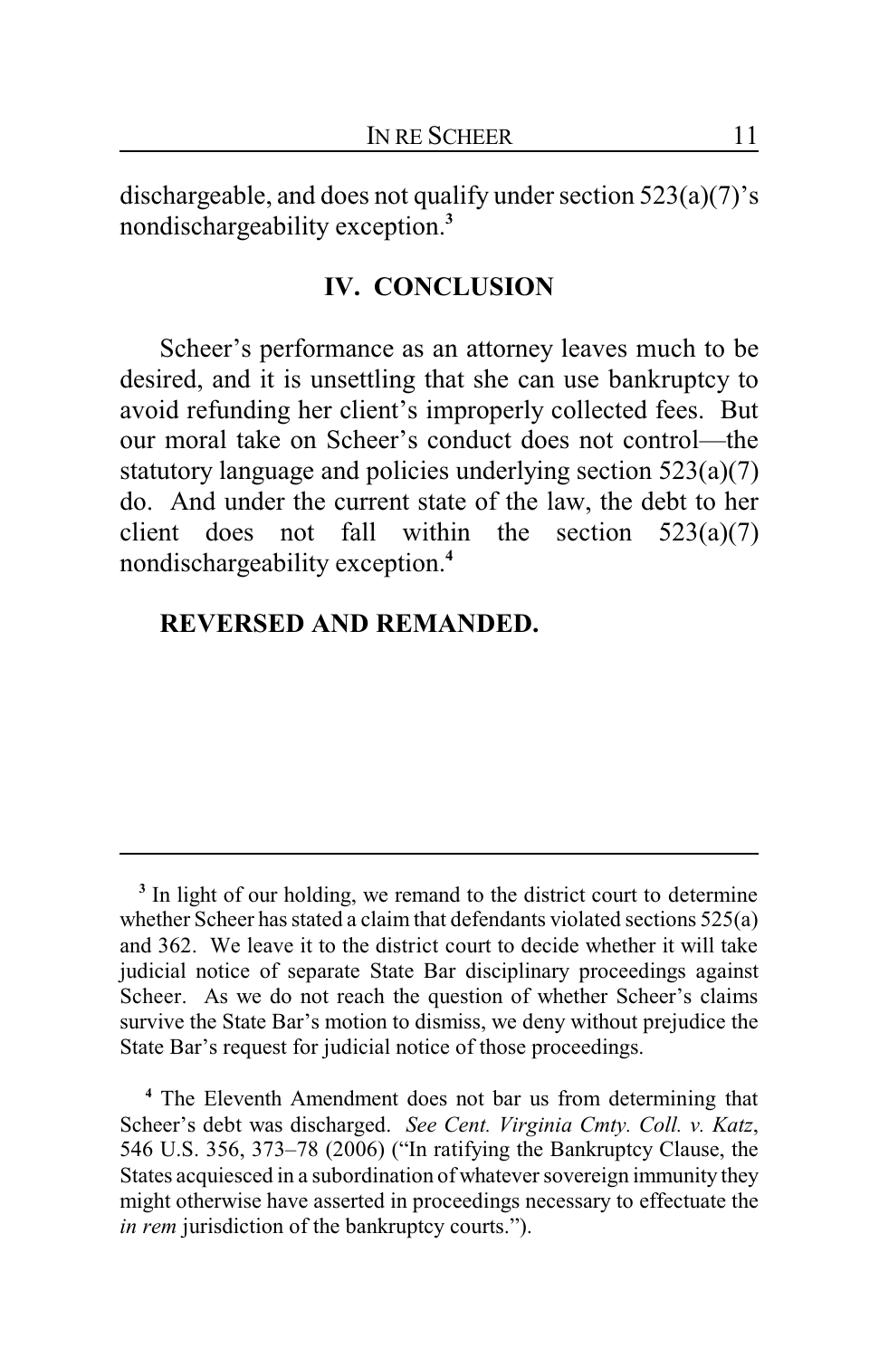dischargeable, and does not qualify under section 523(a)(7)'s nondischargeability exception.[3]

## IV. CONCLUSION

Scheer's performance as an attorney leaves much to be desired, and it is unsettling that she can use bankruptcy to avoid refunding her client's improperly collected fees. But our moral take on Scheer's conduct does not control—the statutory language and policies underlying section 523(a)(7) do. And under the current state of the law, the debt to her client does not fall within the section 523(a)(7) nondischargeability exception.[4]

**REVERSED AND REMANDED.**

---

[3] In light of our holding, we remand to the district court to determine whether Scheer has stated a claim that defendants violated sections 525(a) and 362. We leave it to the district court to decide whether it will take judicial notice of separate State Bar disciplinary proceedings against Scheer. As we do not reach the question of whether Scheer's claims survive the State Bar's motion to dismiss, we deny without prejudice the State Bar's request for judicial notice of those proceedings.

[4] The Eleventh Amendment does not bar us from determining that Scheer's debt was discharged. *See Cent. Virginia Cmty. Coll. v. Katz*, 546 U.S. 356, 373–78 (2006) ("In ratifying the Bankruptcy Clause, the States acquiesced in a subordination of whatever sovereign immunity they might otherwise have asserted in proceedings necessary to effectuate the *in rem* jurisdiction of the bankruptcy courts.").